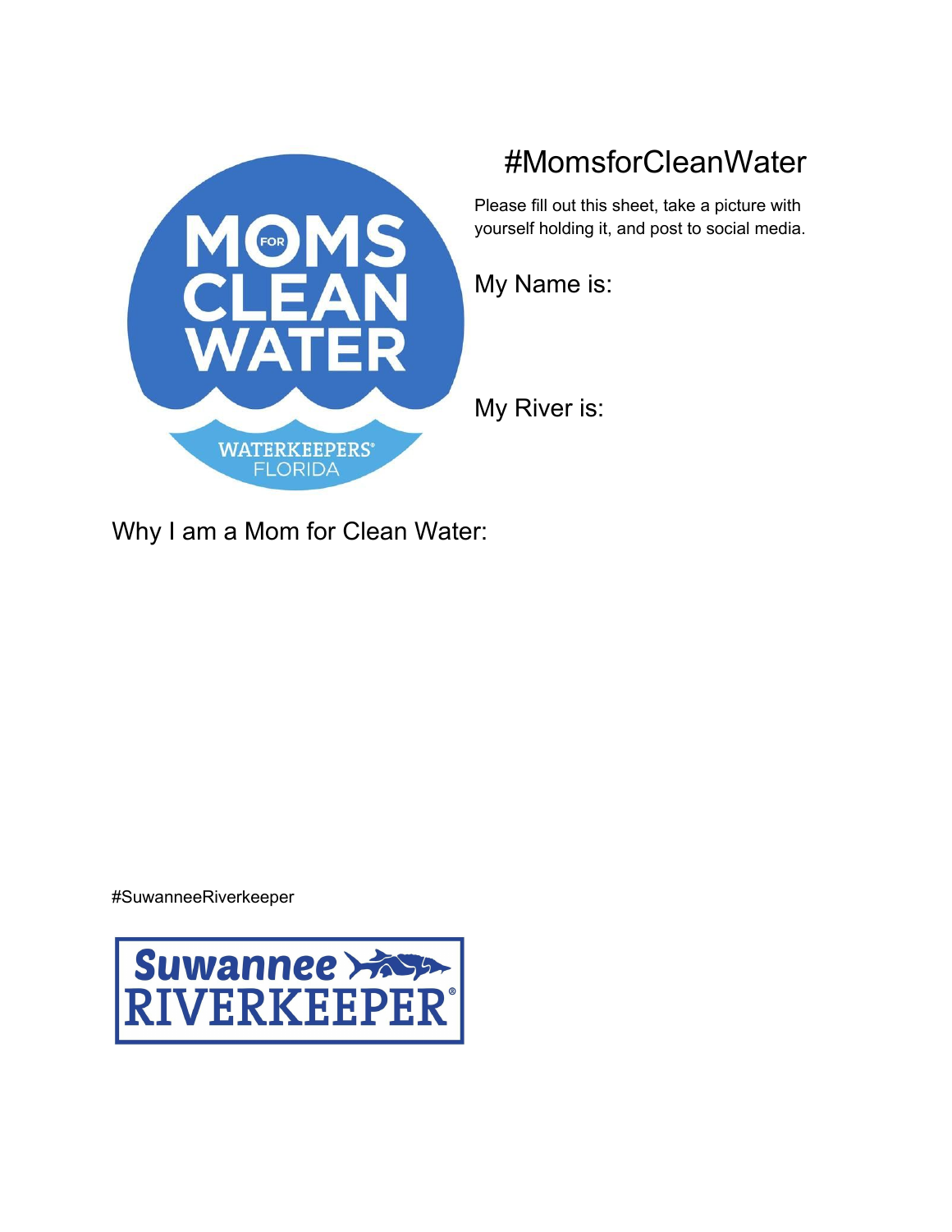# #MomsforCleanWater

Please fill out this sheet, take a picture with yourself holding it, and post to social media.

My Name is:

My River is:

Why I am a Mom for Clean Water:

#SuwanneeRiverkeeper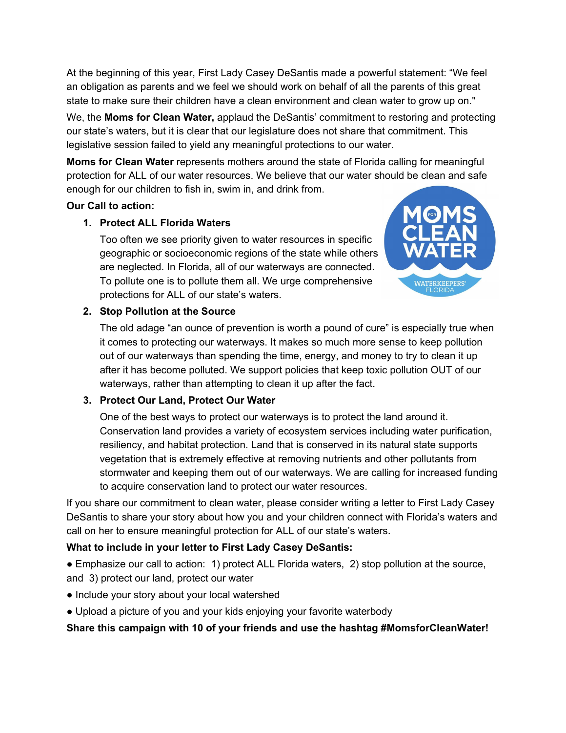At the beginning of this year, First Lady Casey DeSantis made a powerful statement: "We feel an obligation as parents and we feel we should work on behalf of all the parents of this great state to make sure their children have a clean environment and clean water to grow up on."

We, the **Moms for Clean Water,** applaud the DeSantis' commitment to restoring and protecting our state's waters, but it is clear that our legislature does not share that commitment. This legislative session failed to yield any meaningful protections to our water.

**Moms for Clean Water** represents mothers around the state of Florida calling for meaningful protection for ALL of our water resources. We believe that our water should be clean and safe enough for our children to fish in, swim in, and drink from.

**Our Call to action:**

1. **Protect ALL Florida Waters**

   Too often we see priority given to water resources in specific geographic or socioeconomic regions of the state while others are neglected. In Florida, all of our waterways are connected. To pollute one is to pollute them all. We urge comprehensive protections for ALL of our state's waters.

2. **Stop Pollution at the Source**

   The old adage "an ounce of prevention is worth a pound of cure" is especially true when it comes to protecting our waterways. It makes so much more sense to keep pollution out of our waterways than spending the time, energy, and money to try to clean it up after it has become polluted. We support policies that keep toxic pollution OUT of our waterways, rather than attempting to clean it up after the fact.

3. **Protect Our Land, Protect Our Water**

   One of the best ways to protect our waterways is to protect the land around it. Conservation land provides a variety of ecosystem services including water purification, resiliency, and habitat protection. Land that is conserved in its natural state supports vegetation that is extremely effective at removing nutrients and other pollutants from stormwater and keeping them out of our waterways. We are calling for increased funding to acquire conservation land to protect our water resources.

If you share our commitment to clean water, please consider writing a letter to First Lady Casey DeSantis to share your story about how you and your children connect with Florida's waters and call on her to ensure meaningful protection for ALL of our state's waters.

**What to include in your letter to First Lady Casey DeSantis:**

- Emphasize our call to action: 1) protect ALL Florida waters, 2) stop pollution at the source, and 3) protect our land, protect our water
- Include your story about your local watershed
- Upload a picture of you and your kids enjoying your favorite waterbody

**Share this campaign with 10 of your friends and use the hashtag #MomsforCleanWater!**